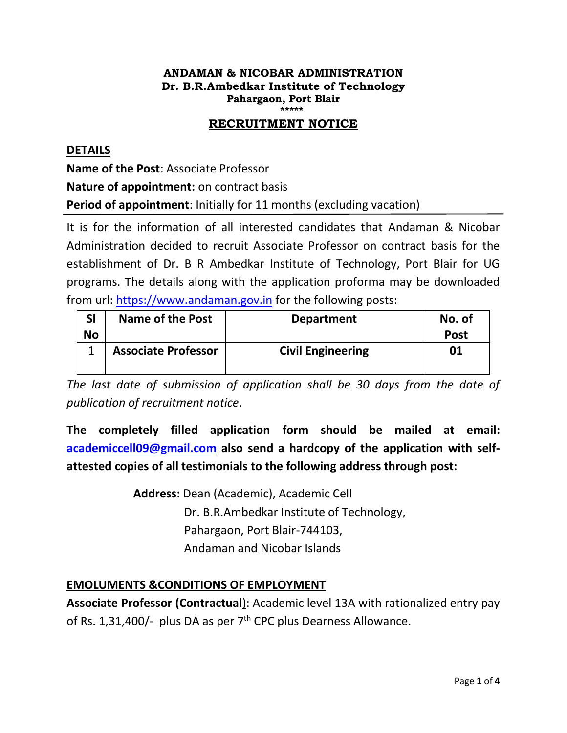**ANDAMAN & NICOBAR ADMINISTRATION**
**Dr. B.R.Ambedkar Institute of Technology**
**Pahargaon, Port Blair**
*****

# RECRUITMENT NOTICE

## DETAILS

**Name of the Post**: Associate Professor

**Nature of appointment:** on contract basis

**Period of appointment**: Initially for 11 months (excluding vacation)

---

It is for the information of all interested candidates that Andaman & Nicobar Administration decided to recruit Associate Professor on contract basis for the establishment of Dr. B R Ambedkar Institute of Technology, Port Blair for UG programs. The details along with the application proforma may be downloaded from url: https://www.andaman.gov.in for the following posts:

| Sl No | Name of the Post | Department | No. of Post |
|---|---|---|---|
| 1 | **Associate Professor** | **Civil Engineering** | **01** |

*The last date of submission of application shall be 30 days from the date of publication of recruitment notice*.

**The completely filled application form should be mailed at email: academiccell09@gmail.com also send a hardcopy of the application with self-attested copies of all testimonials to the following address through post:**

**Address:** Dean (Academic), Academic Cell
Dr. B.R.Ambedkar Institute of Technology,
Pahargaon, Port Blair-744103,
Andaman and Nicobar Islands

## EMOLUMENTS &CONDITIONS OF EMPLOYMENT

**Associate Professor (Contractual)**: Academic level 13A with rationalized entry pay of Rs. 1,31,400/- plus DA as per 7th CPC plus Dearness Allowance.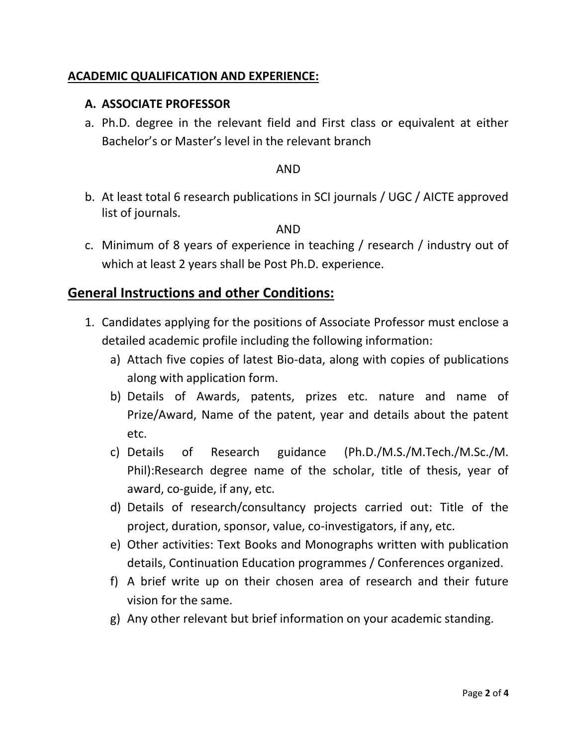## ACADEMIC QUALIFICATION AND EXPERIENCE:

### A. ASSOCIATE PROFESSOR

a. Ph.D. degree in the relevant field and First class or equivalent at either Bachelor's or Master's level in the relevant branch

AND

b. At least total 6 research publications in SCI journals / UGC / AICTE approved list of journals.

AND

c. Minimum of 8 years of experience in teaching / research / industry out of which at least 2 years shall be Post Ph.D. experience.

## General Instructions and other Conditions:

1. Candidates applying for the positions of Associate Professor must enclose a detailed academic profile including the following information:
   a) Attach five copies of latest Bio-data, along with copies of publications along with application form.
   b) Details of Awards, patents, prizes etc. nature and name of Prize/Award, Name of the patent, year and details about the patent etc.
   c) Details of Research guidance (Ph.D./M.S./M.Tech./M.Sc./M. Phil):Research degree name of the scholar, title of thesis, year of award, co-guide, if any, etc.
   d) Details of research/consultancy projects carried out: Title of the project, duration, sponsor, value, co-investigators, if any, etc.
   e) Other activities: Text Books and Monographs written with publication details, Continuation Education programmes / Conferences organized.
   f) A brief write up on their chosen area of research and their future vision for the same.
   g) Any other relevant but brief information on your academic standing.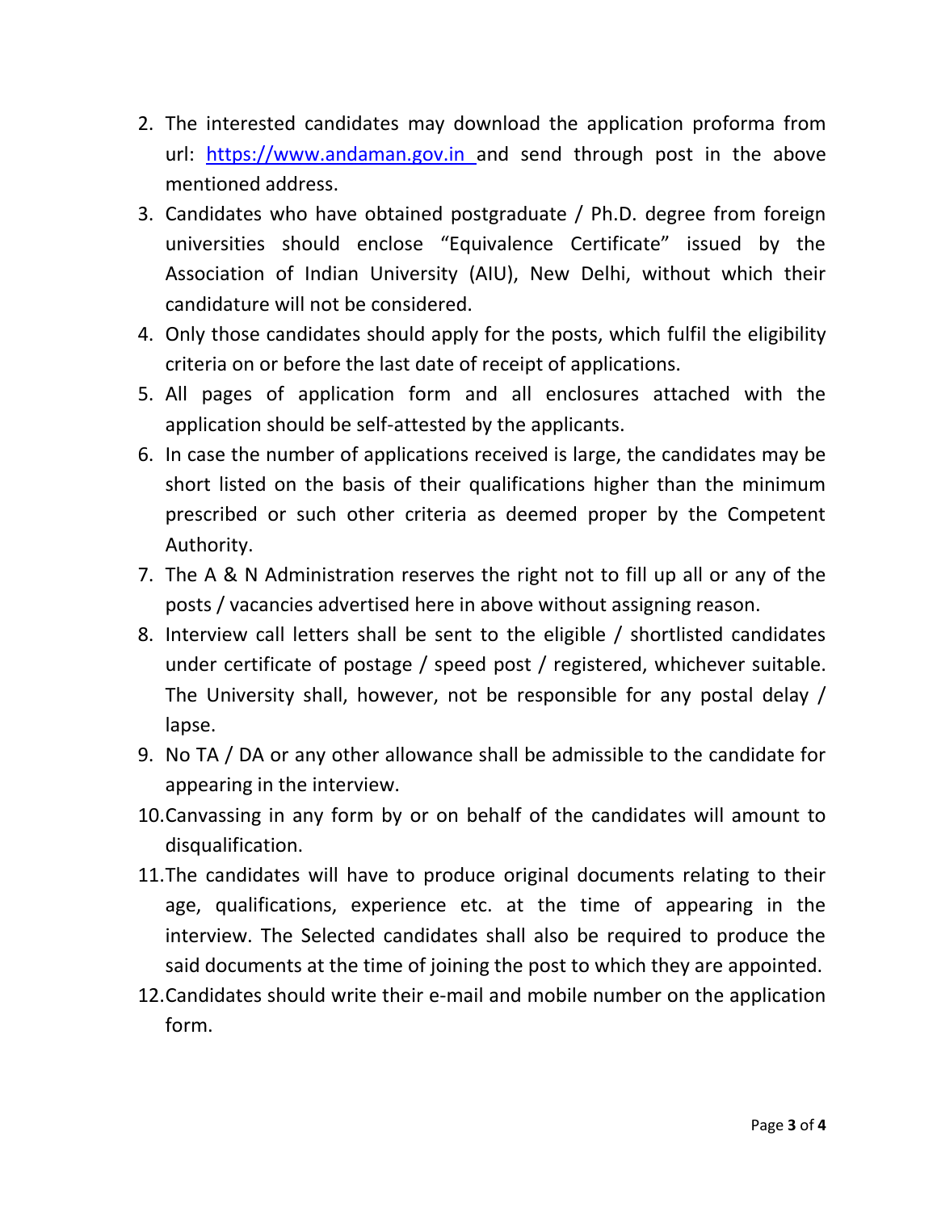2. The interested candidates may download the application proforma from url: https://www.andaman.gov.in and send through post in the above mentioned address.
3. Candidates who have obtained postgraduate / Ph.D. degree from foreign universities should enclose "Equivalence Certificate" issued by the Association of Indian University (AIU), New Delhi, without which their candidature will not be considered.
4. Only those candidates should apply for the posts, which fulfil the eligibility criteria on or before the last date of receipt of applications.
5. All pages of application form and all enclosures attached with the application should be self-attested by the applicants.
6. In case the number of applications received is large, the candidates may be short listed on the basis of their qualifications higher than the minimum prescribed or such other criteria as deemed proper by the Competent Authority.
7. The A & N Administration reserves the right not to fill up all or any of the posts / vacancies advertised here in above without assigning reason.
8. Interview call letters shall be sent to the eligible / shortlisted candidates under certificate of postage / speed post / registered, whichever suitable. The University shall, however, not be responsible for any postal delay / lapse.
9. No TA / DA or any other allowance shall be admissible to the candidate for appearing in the interview.
10. Canvassing in any form by or on behalf of the candidates will amount to disqualification.
11. The candidates will have to produce original documents relating to their age, qualifications, experience etc. at the time of appearing in the interview. The Selected candidates shall also be required to produce the said documents at the time of joining the post to which they are appointed.
12. Candidates should write their e-mail and mobile number on the application form.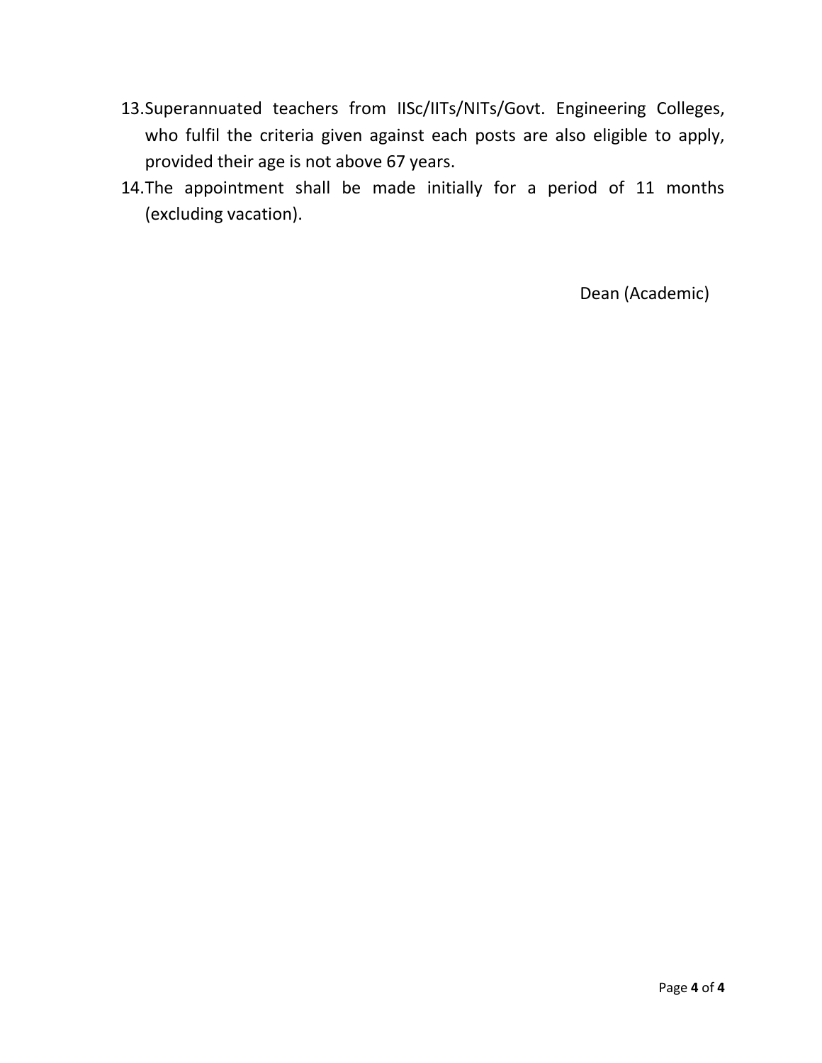13. Superannuated teachers from IISc/IITs/NITs/Govt. Engineering Colleges, who fulfil the criteria given against each posts are also eligible to apply, provided their age is not above 67 years.
14. The appointment shall be made initially for a period of 11 months (excluding vacation).

Dean (Academic)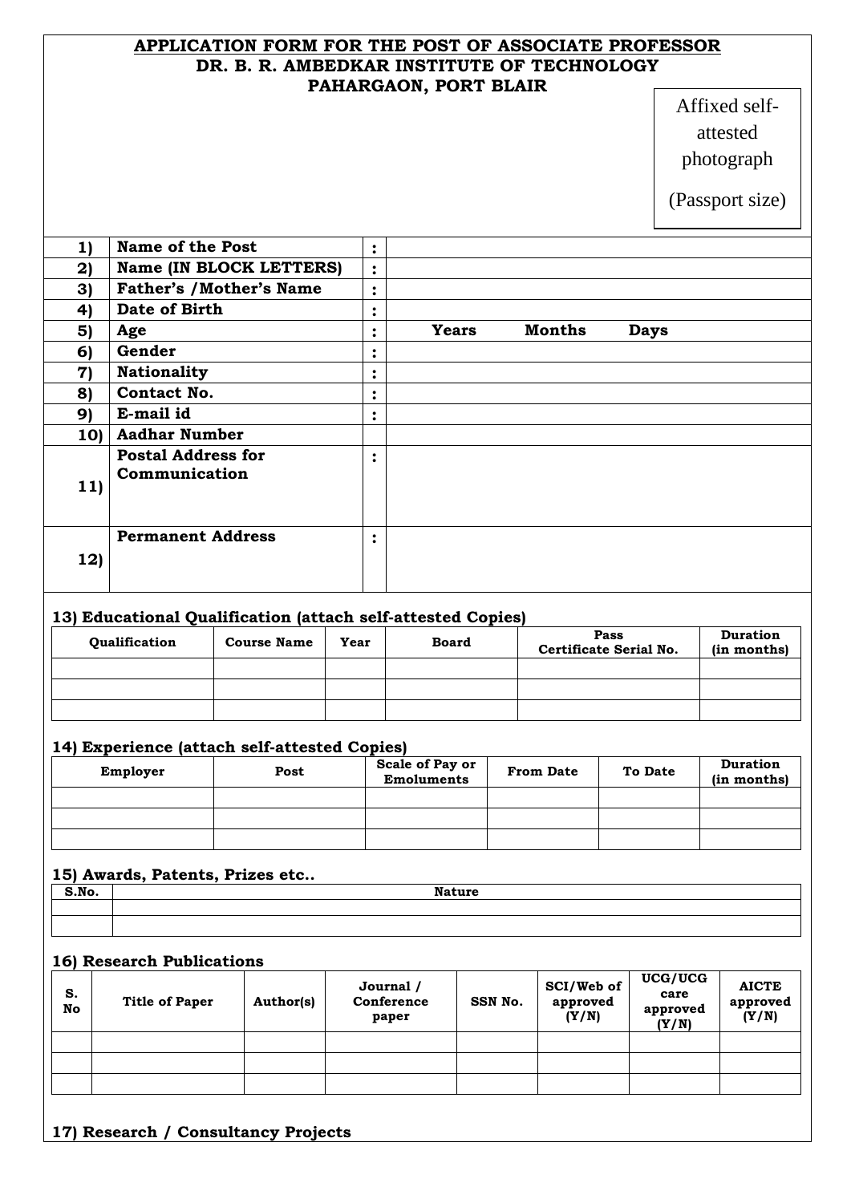**APPLICATION FORM FOR THE POST OF ASSOCIATE PROFESSOR**
**DR. B. R. AMBEDKAR INSTITUTE OF TECHNOLOGY**
**PAHARGAON, PORT BLAIR**

Affixed self-attested photograph

(Passport size)

| | | | |
|---|---|---|---|
| **1)** | **Name of the Post** | **:** | |
| **2)** | **Name (IN BLOCK LETTERS)** | **:** | |
| **3)** | **Father's /Mother's Name** | **:** | |
| **4)** | **Date of Birth** | **:** | |
| **5)** | **Age** | **:** | **Years Months Days** |
| **6)** | **Gender** | **:** | |
| **7)** | **Nationality** | **:** | |
| **8)** | **Contact No.** | **:** | |
| **9)** | **E-mail id** | **:** | |
| **10)** | **Aadhar Number** | | |
| **11)** | **Postal Address for Communication** | **:** | |
| **12)** | **Permanent Address** | **:** | |

**13) Educational Qualification (attach self-attested Copies)**

| Qualification | Course Name | Year | Board | Pass Certificate Serial No. | Duration (in months) |
|---|---|---|---|---|---|
| | | | | | |
| | | | | | |
| | | | | | |

**14) Experience (attach self-attested Copies)**

| Employer | Post | Scale of Pay or Emoluments | From Date | To Date | Duration (in months) |
|---|---|---|---|---|---|
| | | | | | |
| | | | | | |
| | | | | | |

**15) Awards, Patents, Prizes etc..**

| S.No. | Nature |
|---|---|
| | |
| | |

**16) Research Publications**

| S. No | Title of Paper | Author(s) | Journal / Conference paper | SSN No. | SCI/Web of approved (Y/N) | UGC/UGC care approved (Y/N) | AICTE approved (Y/N) |
|---|---|---|---|---|---|---|---|
| | | | | | | | |
| | | | | | | | |
| | | | | | | | |

**17) Research / Consultancy Projects**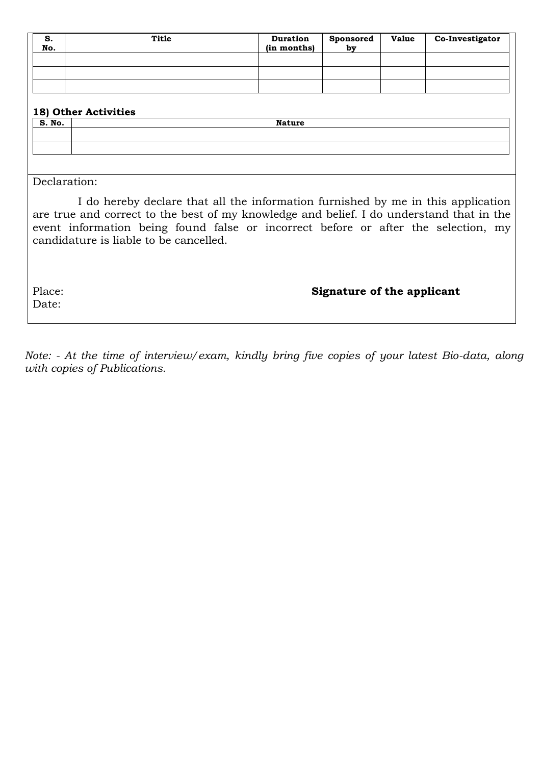| S. No. | Title | Duration (in months) | Sponsored by | Value | Co-Investigator |
|---|---|---|---|---|---|
| | | | | | |
| | | | | | |
| | | | | | |

**18) Other Activities**

| S. No. | Nature |
|---|---|
| | |
| | |

Declaration:

I do hereby declare that all the information furnished by me in this application are true and correct to the best of my knowledge and belief. I do understand that in the event information being found false or incorrect before or after the selection, my candidature is liable to be cancelled.

Place: **Signature of the applicant**

Date:

*Note: - At the time of interview/exam, kindly bring five copies of your latest Bio-data, along with copies of Publications.*